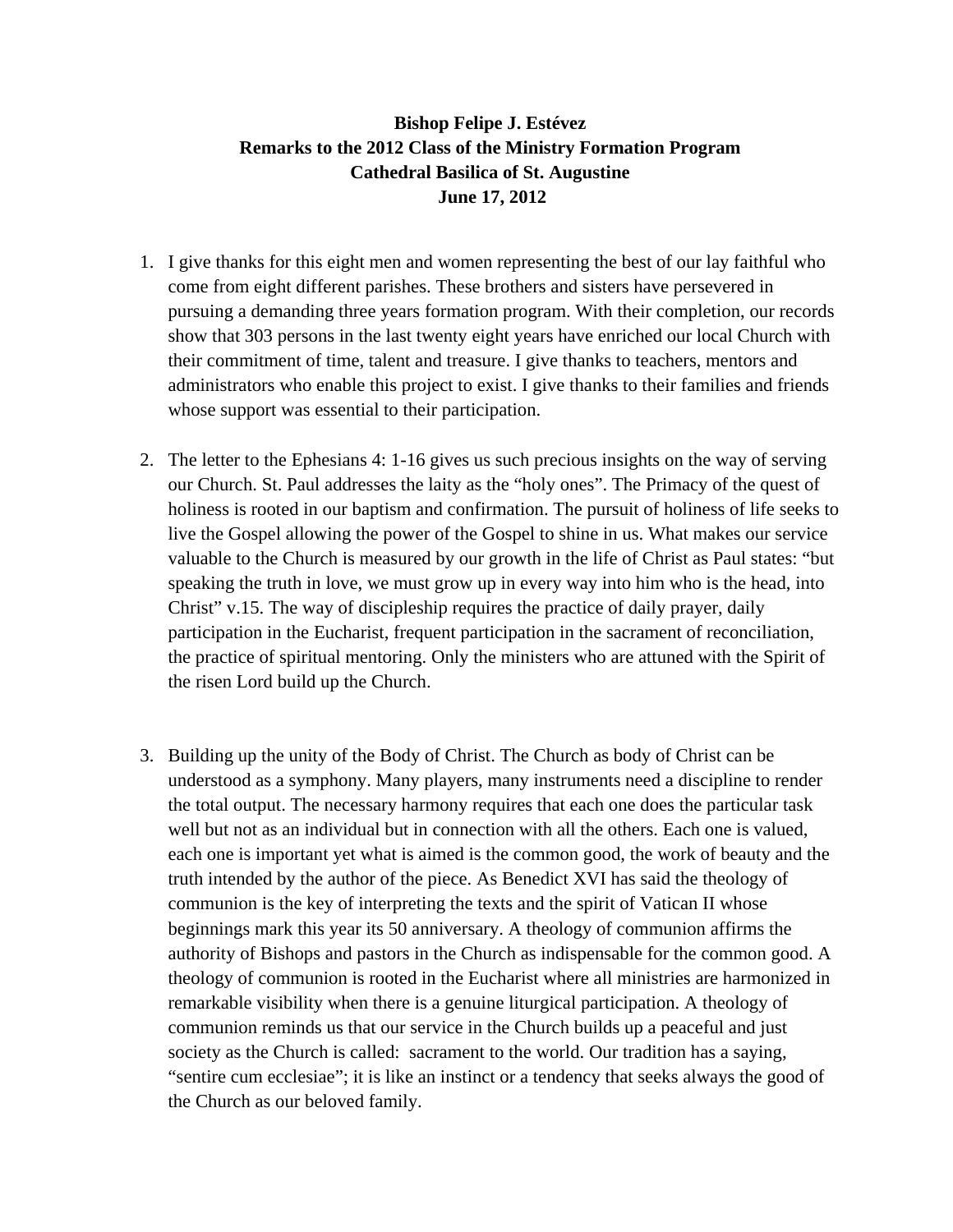**Bishop Felipe J. Estévez**
**Remarks to the 2012 Class of the Ministry Formation Program**
**Cathedral Basilica of St. Augustine**
**June 17, 2012**

1. I give thanks for this eight men and women representing the best of our lay faithful who come from eight different parishes. These brothers and sisters have persevered in pursuing a demanding three years formation program. With their completion, our records show that 303 persons in the last twenty eight years have enriched our local Church with their commitment of time, talent and treasure. I give thanks to teachers, mentors and administrators who enable this project to exist. I give thanks to their families and friends whose support was essential to their participation.

2. The letter to the Ephesians 4: 1-16 gives us such precious insights on the way of serving our Church. St. Paul addresses the laity as the "holy ones". The Primacy of the quest of holiness is rooted in our baptism and confirmation. The pursuit of holiness of life seeks to live the Gospel allowing the power of the Gospel to shine in us. What makes our service valuable to the Church is measured by our growth in the life of Christ as Paul states: "but speaking the truth in love, we must grow up in every way into him who is the head, into Christ" v.15. The way of discipleship requires the practice of daily prayer, daily participation in the Eucharist, frequent participation in the sacrament of reconciliation, the practice of spiritual mentoring. Only the ministers who are attuned with the Spirit of the risen Lord build up the Church.

3. Building up the unity of the Body of Christ. The Church as body of Christ can be understood as a symphony. Many players, many instruments need a discipline to render the total output. The necessary harmony requires that each one does the particular task well but not as an individual but in connection with all the others. Each one is valued, each one is important yet what is aimed is the common good, the work of beauty and the truth intended by the author of the piece. As Benedict XVI has said the theology of communion is the key of interpreting the texts and the spirit of Vatican II whose beginnings mark this year its 50 anniversary. A theology of communion affirms the authority of Bishops and pastors in the Church as indispensable for the common good. A theology of communion is rooted in the Eucharist where all ministries are harmonized in remarkable visibility when there is a genuine liturgical participation. A theology of communion reminds us that our service in the Church builds up a peaceful and just society as the Church is called: sacrament to the world. Our tradition has a saying, "sentire cum ecclesiae"; it is like an instinct or a tendency that seeks always the good of the Church as our beloved family.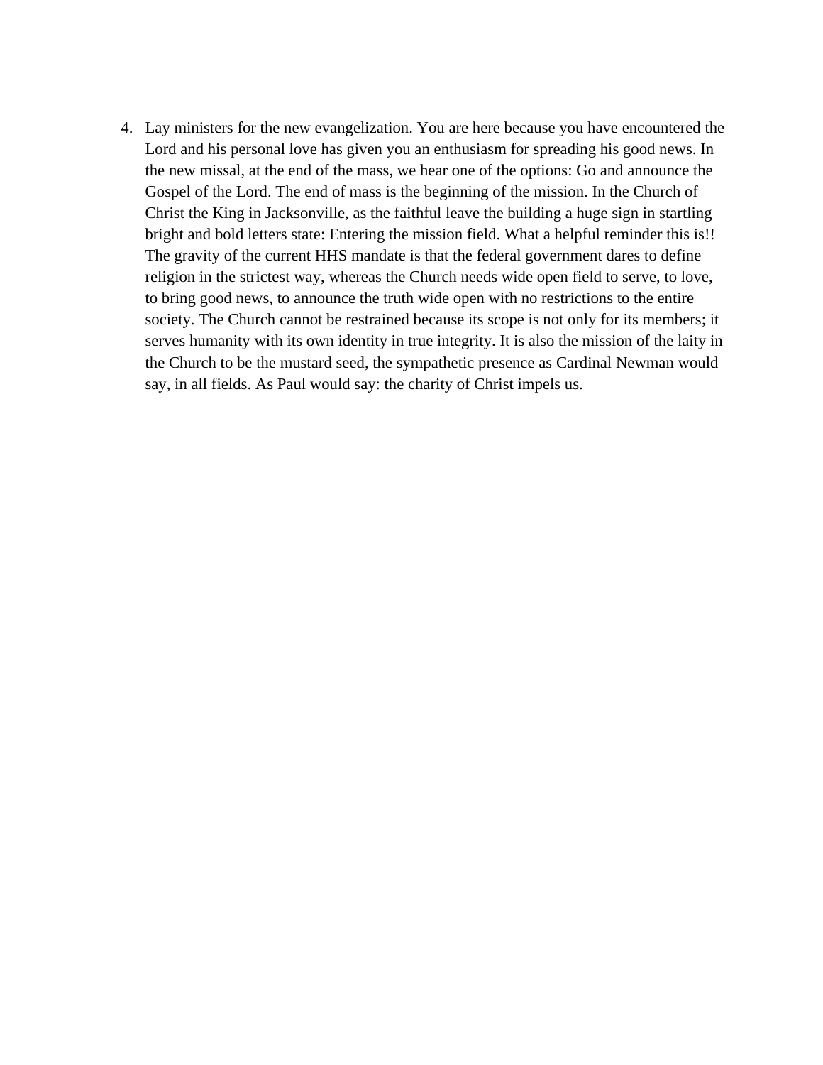4. Lay ministers for the new evangelization. You are here because you have encountered the Lord and his personal love has given you an enthusiasm for spreading his good news. In the new missal, at the end of the mass, we hear one of the options: Go and announce the Gospel of the Lord. The end of mass is the beginning of the mission. In the Church of Christ the King in Jacksonville, as the faithful leave the building a huge sign in startling bright and bold letters state: Entering the mission field. What a helpful reminder this is!! The gravity of the current HHS mandate is that the federal government dares to define religion in the strictest way, whereas the Church needs wide open field to serve, to love, to bring good news, to announce the truth wide open with no restrictions to the entire society. The Church cannot be restrained because its scope is not only for its members; it serves humanity with its own identity in true integrity. It is also the mission of the laity in the Church to be the mustard seed, the sympathetic presence as Cardinal Newman would say, in all fields. As Paul would say: the charity of Christ impels us.